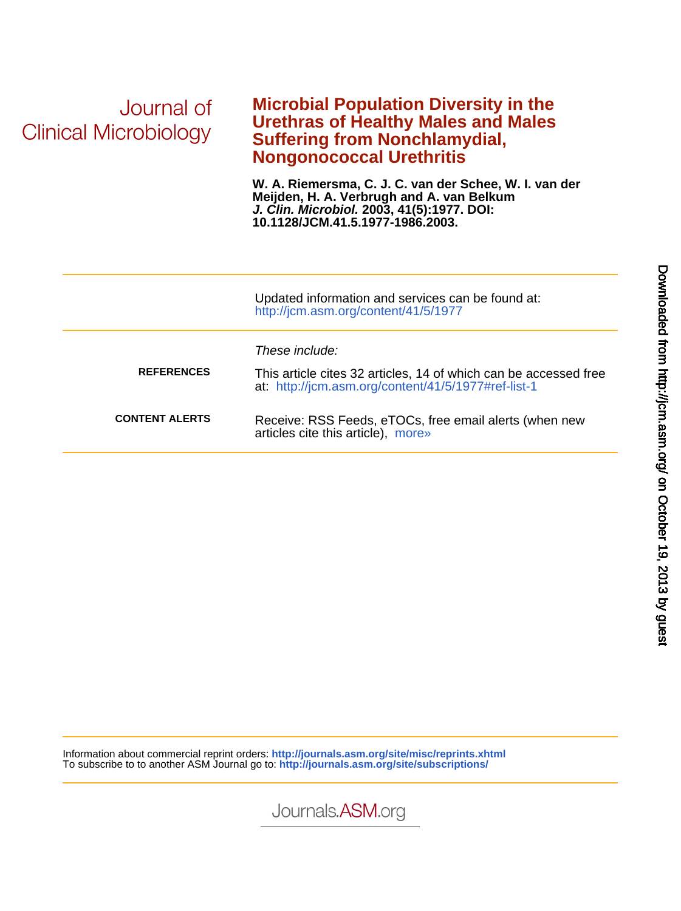Journal of Clinical Microbiology

# Microbial Population Diversity in the Urethras of Healthy Males and Males Suffering from Nonchlamydial, Nongonococcal Urethritis

**W. A. Riemersma, C. J. C. van der Schee, W. I. van der Meijden, H. A. Verbrugh and A. van Belkum**
***J. Clin. Microbiol.*** **2003, 41(5):1977. DOI: 10.1128/JCM.41.5.1977-1986.2003.**

Updated information and services can be found at:
http://jcm.asm.org/content/41/5/1977

*These include:*

| | |
|---|---|
| **REFERENCES** | This article cites 32 articles, 14 of which can be accessed free at: http://jcm.asm.org/content/41/5/1977#ref-list-1 |
| **CONTENT ALERTS** | Receive: RSS Feeds, eTOCs, free email alerts (when new articles cite this article), more» |

Information about commercial reprint orders: **http://journals.asm.org/site/misc/reprints.xhtml**
To subscribe to to another ASM Journal go to: **http://journals.asm.org/site/subscriptions/**

Journals.ASM.org

Downloaded from http://jcm.asm.org/ on October 19, 2013 by guest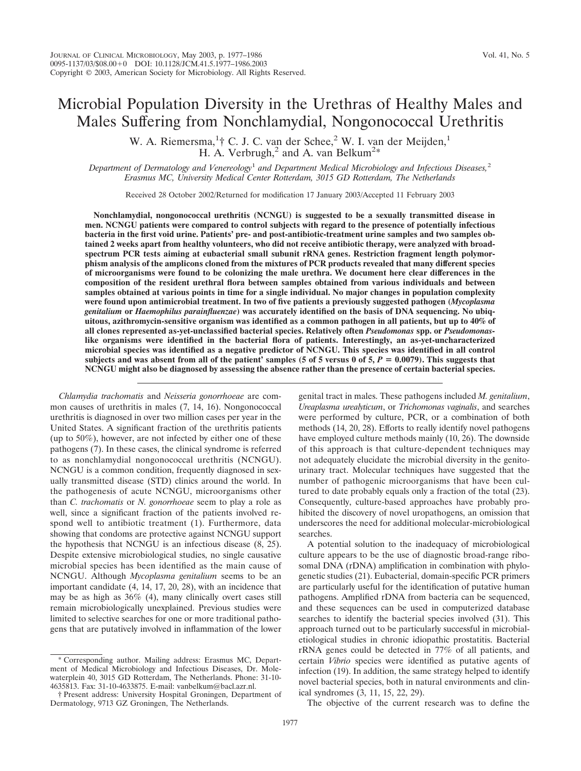# Microbial Population Diversity in the Urethras of Healthy Males and Males Suffering from Nonchlamydial, Nongonococcal Urethritis

W. A. Riemersma,[1]† C. J. C. van der Schee,[2] W. I. van der Meijden,[1] H. A. Verbrugh,[2] and A. van Belkum[2]*

*Department of Dermatology and Venereology*[1] *and Department Medical Microbiology and Infectious Diseases,*[2] *Erasmus MC, University Medical Center Rotterdam, 3015 GD Rotterdam, The Netherlands*

Received 28 October 2002/Returned for modification 17 January 2003/Accepted 11 February 2003

**Nonchlamydial, nongonococcal urethritis (NCNGU) is suggested to be a sexually transmitted disease in men. NCNGU patients were compared to control subjects with regard to the presence of potentially infectious bacteria in the first void urine. Patients' pre- and post-antibiotic-treatment urine samples and two samples obtained 2 weeks apart from healthy volunteers, who did not receive antibiotic therapy, were analyzed with broad-spectrum PCR tests aiming at eubacterial small subunit rRNA genes. Restriction fragment length polymorphism analysis of the amplicons cloned from the mixtures of PCR products revealed that many different species of microorganisms were found to be colonizing the male urethra. We document here clear differences in the composition of the resident urethral flora between samples obtained from various individuals and between samples obtained at various points in time for a single individual. No major changes in population complexity were found upon antimicrobial treatment. In two of five patients a previously suggested pathogen (*Mycoplasma genitalium* or *Haemophilus parainfluenzae*) was accurately identified on the basis of DNA sequencing. No ubiquitous, azithromycin-sensitive organism was identified as a common pathogen in all patients, but up to 40% of all clones represented as-yet-unclassified bacterial species. Relatively often *Pseudomonas* spp. or *Pseudomonas*-like organisms were identified in the bacterial flora of patients. Interestingly, an as-yet-uncharacterized microbial species was identified as a negative predictor of NCNGU. This species was identified in all control subjects and was absent from all of the patient' samples (5 of 5 versus 0 of 5, $P = 0.0079$). This suggests that NCNGU might also be diagnosed by assessing the absence rather than the presence of certain bacterial species.**

*Chlamydia trachomatis* and *Neisseria gonorrhoeae* are common causes of urethritis in males (7, 14, 16). Nongonococcal urethritis is diagnosed in over two million cases per year in the United States. A significant fraction of the urethritis patients (up to 50%), however, are not infected by either one of these pathogens (7). In these cases, the clinical syndrome is referred to as nonchlamydial nongonococcal urethritis (NCNGU). NCNGU is a common condition, frequently diagnosed in sexually transmitted disease (STD) clinics around the world. In the pathogenesis of acute NCNGU, microorganisms other than *C. trachomatis* or *N. gonorrhoeae* seem to play a role as well, since a significant fraction of the patients involved respond well to antibiotic treatment (1). Furthermore, data showing that condoms are protective against NCNGU support the hypothesis that NCNGU is an infectious disease (8, 25). Despite extensive microbiological studies, no single causative microbial species has been identified as the main cause of NCNGU. Although *Mycoplasma genitalium* seems to be an important candidate (4, 14, 17, 20, 28), with an incidence that may be as high as 36% (4), many clinically overt cases still remain microbiologically unexplained. Previous studies were limited to selective searches for one or more traditional pathogens that are putatively involved in inflammation of the lower genital tract in males. These pathogens included *M. genitalium*, *Ureaplasma urealyticum*, or *Trichomonas vaginalis*, and searches were performed by culture, PCR, or a combination of both methods (14, 20, 28). Efforts to really identify novel pathogens have employed culture methods mainly (10, 26). The downside of this approach is that culture-dependent techniques may not adequately elucidate the microbial diversity in the genitourinary tract. Molecular techniques have suggested that the number of pathogenic microorganisms that have been cultured to date probably equals only a fraction of the total (23). Consequently, culture-based approaches have probably prohibited the discovery of novel uropathogens, an omission that underscores the need for additional molecular-microbiological searches.

A potential solution to the inadequacy of microbiological culture appears to be the use of diagnostic broad-range ribosomal DNA (rDNA) amplification in combination with phylogenetic studies (21). Eubacterial, domain-specific PCR primers are particularly useful for the identification of putative human pathogens. Amplified rDNA from bacteria can be sequenced, and these sequences can be used in computerized database searches to identify the bacterial species involved (31). This approach turned out to be particularly successful in microbial-etiological studies in chronic idiopathic prostatitis. Bacterial rRNA genes could be detected in 77% of all patients, and certain *Vibrio* species were identified as putative agents of infection (19). In addition, the same strategy helped to identify novel bacterial species, both in natural environments and clinical syndromes (3, 11, 15, 22, 29).

The objective of the current research was to define the

\* Corresponding author. Mailing address: Erasmus MC, Department of Medical Microbiology and Infectious Diseases, Dr. Molewaterplein 40, 3015 GD Rotterdam, The Netherlands. Phone: 31-10-4635813. Fax: 31-10-4633875. E-mail: vanbelkum@bacl.azr.nl.

† Present address: University Hospital Groningen, Department of Dermatology, 9713 GZ Groningen, The Netherlands.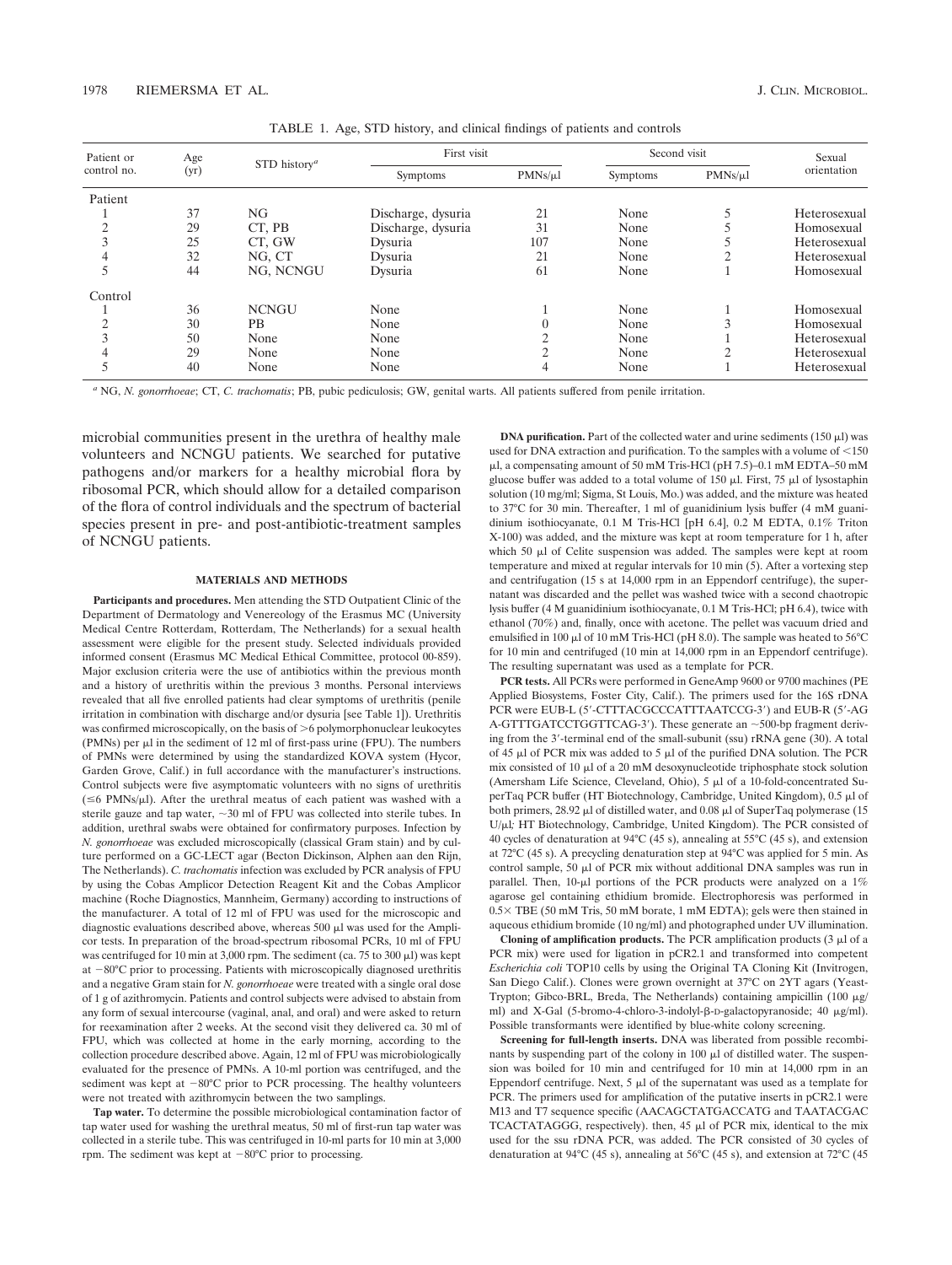TABLE 1. Age, STD history, and clinical findings of patients and controls

| Patient or control no. | Age (yr) | STD history[a] | First visit | | Second visit | | Sexual orientation |
|---|---|---|---|---|---|---|---|
| | | | Symptoms | PMNs/μl | Symptoms | PMNs/μl | |
| Patient | | | | | | | |
| 1 | 37 | NG | Discharge, dysuria | 21 | None | 5 | Heterosexual |
| 2 | 29 | CT, PB | Discharge, dysuria | 31 | None | 5 | Homosexual |
| 3 | 25 | CT, GW | Dysuria | 107 | None | 5 | Heterosexual |
| 4 | 32 | NG, CT | Dysuria | 21 | None | 2 | Heterosexual |
| 5 | 44 | NG, NCNGU | Dysuria | 61 | None | 1 | Homosexual |
| Control | | | | | | | |
| 1 | 36 | NCNGU | None | 1 | None | 1 | Homosexual |
| 2 | 30 | PB | None | 0 | None | 3 | Homosexual |
| 3 | 50 | None | None | 2 | None | 1 | Heterosexual |
| 4 | 29 | None | None | 2 | None | 2 | Heterosexual |
| 5 | 40 | None | None | 4 | None | 1 | Heterosexual |

[a] NG, *N. gonorrhoeae*; CT, *C. trachomatis*; PB, pubic pediculosis; GW, genital warts. All patients suffered from penile irritation.

microbial communities present in the urethra of healthy male volunteers and NCNGU patients. We searched for putative pathogens and/or markers for a healthy microbial flora by ribosomal PCR, which should allow for a detailed comparison of the flora of control individuals and the spectrum of bacterial species present in pre- and post-antibiotic-treatment samples of NCNGU patients.

## MATERIALS AND METHODS

**Participants and procedures.** Men attending the STD Outpatient Clinic of the Department of Dermatology and Venereology of the Erasmus MC (University Medical Centre Rotterdam, Rotterdam, The Netherlands) for a sexual health assessment were eligible for the present study. Selected individuals provided informed consent (Erasmus MC Medical Ethical Committee, protocol 00-859). Major exclusion criteria were the use of antibiotics within the previous month and a history of urethritis within the previous 3 months. Personal interviews revealed that all five enrolled patients had clear symptoms of urethritis (penile irritation in combination with discharge and/or dysuria [see Table 1]). Urethritis was confirmed microscopically, on the basis of >6 polymorphonuclear leukocytes (PMNs) per μl in the sediment of 12 ml of first-pass urine (FPU). The numbers of PMNs were determined by using the standardized KOVA system (Hycor, Garden Grove, Calif.) in full accordance with the manufacturer's instructions. Control subjects were five asymptomatic volunteers with no signs of urethritis (≤6 PMNs/μl). After the urethral meatus of each patient was washed with a sterile gauze and tap water, ~30 ml of FPU was collected into sterile tubes. In addition, urethral swabs were obtained for confirmatory purposes. Infection by *N. gonorrhoeae* was excluded microscopically (classical Gram stain) and by culture performed on a GC-LECT agar (Becton Dickinson, Alphen aan den Rijn, The Netherlands). *C. trachomatis* infection was excluded by PCR analysis of FPU by using the Cobas Amplicor Detection Reagent Kit and the Cobas Amplicor machine (Roche Diagnostics, Mannheim, Germany) according to instructions of the manufacturer. A total of 12 ml of FPU was used for the microscopic and diagnostic evaluations described above, whereas 500 μl was used for the Amplicor tests. In preparation of the broad-spectrum ribosomal PCRs, 10 ml of FPU was centrifuged for 10 min at 3,000 rpm. The sediment (ca. 75 to 300 μl) was kept at −80°C prior to processing. Patients with microscopically diagnosed urethritis and a negative Gram stain for *N. gonorrhoeae* were treated with a single oral dose of 1 g of azithromycin. Patients and control subjects were advised to abstain from any form of sexual intercourse (vaginal, anal, and oral) and were asked to return for reexamination after 2 weeks. At the second visit they delivered ca. 30 ml of FPU, which was collected at home in the early morning, according to the collection procedure described above. Again, 12 ml of FPU was microbiologically evaluated for the presence of PMNs. A 10-ml portion was centrifuged, and the sediment was kept at −80°C prior to PCR processing. The healthy volunteers were not treated with azithromycin between the two samplings.

**Tap water.** To determine the possible microbiological contamination factor of tap water used for washing the urethral meatus, 50 ml of first-run tap water was collected in a sterile tube. This was centrifuged in 10-ml parts for 10 min at 3,000 rpm. The sediment was kept at −80°C prior to processing.

**DNA purification.** Part of the collected water and urine sediments (150 μl) was used for DNA extraction and purification. To the samples with a volume of <150 μl, a compensating amount of 50 mM Tris-HCl (pH 7.5)–0.1 mM EDTA–50 mM glucose buffer was added to a total volume of 150 μl. First, 75 μl of lysostaphin solution (10 mg/ml; Sigma, St Louis, Mo.) was added, and the mixture was heated to 37°C for 30 min. Thereafter, 1 ml of guanidinium lysis buffer (4 mM guanidinium isothiocyanate, 0.1 M Tris-HCl [pH 6.4], 0.2 M EDTA, 0.1% Triton X-100) was added, and the mixture was kept at room temperature for 1 h, after which 50 μl of Celite suspension was added. The samples were kept at room temperature and mixed at regular intervals for 10 min (5). After a vortexing step and centrifugation (15 s at 14,000 rpm in an Eppendorf centrifuge), the supernatant was discarded and the pellet was washed twice with a second chaotropic lysis buffer (4 M guanidinium isothiocyanate, 0.1 M Tris-HCl; pH 6.4), twice with ethanol (70%) and, finally, once with acetone. The pellet was vacuum dried and emulsified in 100 μl of 10 mM Tris-HCl (pH 8.0). The sample was heated to 56°C for 10 min and centrifuged (10 min at 14,000 rpm in an Eppendorf centrifuge). The resulting supernatant was used as a template for PCR.

**PCR tests.** All PCRs were performed in GeneAmp 9600 or 9700 machines (PE Applied Biosystems, Foster City, Calif.). The primers used for the 16S rDNA PCR were EUB-L (5′-CTTTACGCCCATTTAATCCG-3′) and EUB-R (5′-AGA-GTTTGATCCTGGTTCAG-3′). These generate an ~500-bp fragment deriving from the 3′-terminal end of the small-subunit (ssu) rRNA gene (30). A total of 45 μl of PCR mix was added to 5 μl of the purified DNA solution. The PCR mix consisted of 10 μl of a 20 mM desoxynucleotide triphosphate stock solution (Amersham Life Science, Cleveland, Ohio), 5 μl of a 10-fold-concentrated SuperTaq PCR buffer (HT Biotechnology, Cambridge, United Kingdom), 0.5 μl of both primers, 28.92 μl of distilled water, and 0.08 μl of SuperTaq polymerase (15 U/μl; HT Biotechnology, Cambridge, United Kingdom). The PCR consisted of 40 cycles of denaturation at 94°C (45 s), annealing at 55°C (45 s), and extension at 72°C (45 s). A precycling denaturation step at 94°C was applied for 5 min. As control sample, 50 μl of PCR mix without additional DNA samples was run in parallel. Then, 10-μl portions of the PCR products were analyzed on a 1% agarose gel containing ethidium bromide. Electrophoresis was performed in 0.5× TBE (50 mM Tris, 50 mM borate, 1 mM EDTA); gels were then stained in aqueous ethidium bromide (10 ng/ml) and photographed under UV illumination.

**Cloning of amplification products.** The PCR amplification products (3 μl of a PCR mix) were used for ligation in pCR2.1 and transformed into competent *Escherichia coli* TOP10 cells by using the Original TA Cloning Kit (Invitrogen, San Diego Calif.). Clones were grown overnight at 37°C on 2YT agars (Yeast-Trypton; Gibco-BRL, Breda, The Netherlands) containing ampicillin (100 μg/ml) and X-Gal (5-bromo-4-chloro-3-indolyl-β-D-galactopyranoside; 40 μg/ml). Possible transformants were identified by blue-white colony screening.

**Screening for full-length inserts.** DNA was liberated from possible recombinants by suspending part of the colony in 100 μl of distilled water. The suspension was boiled for 10 min and centrifuged for 10 min at 14,000 rpm in an Eppendorf centrifuge. Next, 5 μl of the supernatant was used as a template for PCR. The primers used for amplification of the putative inserts in pCR2.1 were M13 and T7 sequence specific (AACAGCTATGACCATG and TAATACGACTCACTATAGGG, respectively). then, 45 μl of PCR mix, identical to the mix used for the ssu rDNA PCR, was added. The PCR consisted of 30 cycles of denaturation at 94°C (45 s), annealing at 56°C (45 s), and extension at 72°C (45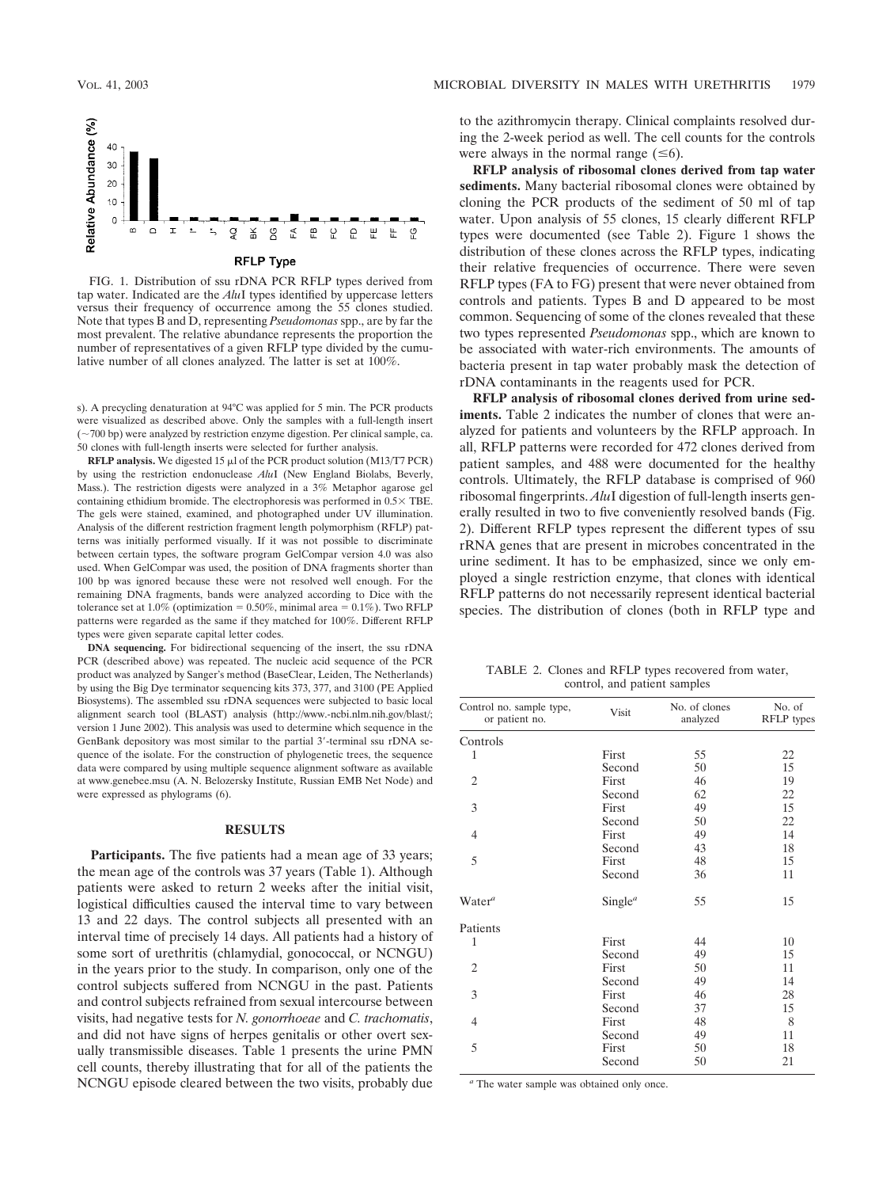FIG. 1. Distribution of ssu rDNA PCR RFLP types derived from tap water. Indicated are the *Alu*I types identified by uppercase letters versus their frequency of occurrence among the 55 clones studied. Note that types B and D, representing *Pseudomonas* spp., are by far the most prevalent. The relative abundance represents the proportion the number of representatives of a given RFLP type divided by the cumulative number of all clones analyzed. The latter is set at 100%.

s). A precycling denaturation at 94°C was applied for 5 min. The PCR products were visualized as described above. Only the samples with a full-length insert (~700 bp) were analyzed by restriction enzyme digestion. Per clinical sample, ca. 50 clones with full-length inserts were selected for further analysis.

**RFLP analysis.** We digested 15 μl of the PCR product solution (M13/T7 PCR) by using the restriction endonuclease *Alu*I (New England Biolabs, Beverly, Mass.). The restriction digests were analyzed in a 3% Metaphor agarose gel containing ethidium bromide. The electrophoresis was performed in 0.5× TBE. The gels were stained, examined, and photographed under UV illumination. Analysis of the different restriction fragment length polymorphism (RFLP) patterns was initially performed visually. If it was not possible to discriminate between certain types, the software program GelCompar version 4.0 was also used. When GelCompar was used, the position of DNA fragments shorter than 100 bp was ignored because these were not resolved well enough. For the remaining DNA fragments, bands were analyzed according to Dice with the tolerance set at 1.0% (optimization = 0.50%, minimal area = 0.1%). Two RFLP patterns were regarded as the same if they matched for 100%. Different RFLP types were given separate capital letter codes.

**DNA sequencing.** For bidirectional sequencing of the insert, the ssu rDNA PCR (described above) was repeated. The nucleic acid sequence of the PCR product was analyzed by Sanger's method (BaseClear, Leiden, The Netherlands) by using the Big Dye terminator sequencing kits 373, 377, and 3100 (PE Applied Biosystems). The assembled ssu rDNA sequences were subjected to basic local alignment search tool (BLAST) analysis (http://www.-ncbi.nlm.nih.gov/blast/; version 1 June 2002). This analysis was used to determine which sequence in the GenBank depository was most similar to the partial 3′-terminal ssu rDNA sequence of the isolate. For the construction of phylogenetic trees, the sequence data were compared by using multiple sequence alignment software as available at www.genebee.msu (A. N. Belozersky Institute, Russian EMB Net Node) and were expressed as phylograms (6).

## RESULTS

**Participants.** The five patients had a mean age of 33 years; the mean age of the controls was 37 years (Table 1). Although patients were asked to return 2 weeks after the initial visit, logistical difficulties caused the interval time to vary between 13 and 22 days. The control subjects all presented with an interval time of precisely 14 days. All patients had a history of some sort of urethritis (chlamydial, gonococcal, or NCNGU) in the years prior to the study. In comparison, only one of the control subjects suffered from NCNGU in the past. Patients and control subjects refrained from sexual intercourse between visits, had negative tests for *N. gonorrhoeae* and *C. trachomatis*, and did not have signs of herpes genitalis or other overt sexually transmissible diseases. Table 1 presents the urine PMN cell counts, thereby illustrating that for all of the patients the NCNGU episode cleared between the two visits, probably due to the azithromycin therapy. Clinical complaints resolved during the 2-week period as well. The cell counts for the controls were always in the normal range (≤6).

**RFLP analysis of ribosomal clones derived from tap water sediments.** Many bacterial ribosomal clones were obtained by cloning the PCR products of the sediment of 50 ml of tap water. Upon analysis of 55 clones, 15 clearly different RFLP types were documented (see Table 2). Figure 1 shows the distribution of these clones across the RFLP types, indicating their relative frequencies of occurrence. There were seven RFLP types (FA to FG) present that were never obtained from controls and patients. Types B and D appeared to be most common. Sequencing of some of the clones revealed that these two types represented *Pseudomonas* spp., which are known to be associated with water-rich environments. The amounts of bacteria present in tap water probably mask the detection of rDNA contaminants in the reagents used for PCR.

**RFLP analysis of ribosomal clones derived from urine sediments.** Table 2 indicates the number of clones that were analyzed for patients and volunteers by the RFLP approach. In all, RFLP patterns were recorded for 472 clones derived from patient samples, and 488 were documented for the healthy controls. Ultimately, the RFLP database is comprised of 960 ribosomal fingerprints. *Alu*I digestion of full-length inserts generally resulted in two to five conveniently resolved bands (Fig. 2). Different RFLP types represent the different types of ssu rRNA genes that are present in microbes concentrated in the urine sediment. It has to be emphasized, since we only employed a single restriction enzyme, that clones with identical RFLP patterns do not necessarily represent identical bacterial species. The distribution of clones (both in RFLP type and

TABLE 2. Clones and RFLP types recovered from water, control, and patient samples

| Control no. sample type, or patient no. | Visit | No. of clones analyzed | No. of RFLP types |
|---|---|---|---|
| Controls | | | |
| 1 | First | 55 | 22 |
| | Second | 50 | 15 |
| 2 | First | 46 | 19 |
| | Second | 62 | 22 |
| 3 | First | 49 | 15 |
| | Second | 50 | 22 |
| 4 | First | 49 | 14 |
| | Second | 43 | 18 |
| 5 | First | 48 | 15 |
| | Second | 36 | 11 |
| Water[a] | Single[a] | 55 | 15 |
| Patients | | | |
| 1 | First | 44 | 10 |
| | Second | 49 | 15 |
| 2 | First | 50 | 11 |
| | Second | 49 | 14 |
| 3 | First | 46 | 28 |
| | Second | 37 | 15 |
| 4 | First | 48 | 8 |
| | Second | 49 | 11 |
| 5 | First | 50 | 18 |
| | Second | 50 | 21 |

[a] The water sample was obtained only once.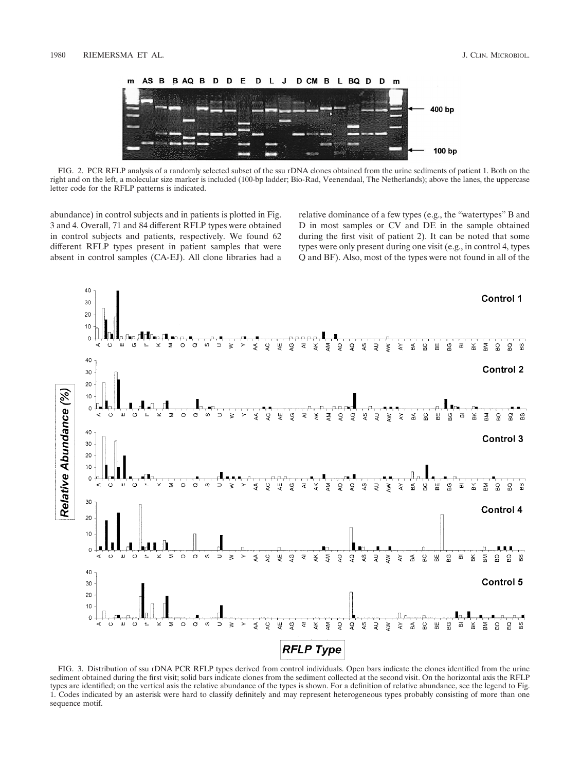FIG. 2. PCR RFLP analysis of a randomly selected subset of the ssu rDNA clones obtained from the urine sediments of patient 1. Both on the right and on the left, a molecular size marker is included (100-bp ladder; Bio-Rad, Veenendaal, The Netherlands); above the lanes, the uppercase letter code for the RFLP patterns is indicated.

abundance) in control subjects and in patients is plotted in Fig. 3 and 4. Overall, 71 and 84 different RFLP types were obtained in control subjects and patients, respectively. We found 62 different RFLP types present in patient samples that were absent in control samples (CA-EJ). All clone libraries had a relative dominance of a few types (e.g., the "watertypes" B and D in most samples or CV and DE in the sample obtained during the first visit of patient 2). It can be noted that some types were only present during one visit (e.g., in control 4, types Q and BF). Also, most of the types were not found in all of the

FIG. 3. Distribution of ssu rDNA PCR RFLP types derived from control individuals. Open bars indicate the clones identified from the urine sediment obtained during the first visit; solid bars indicate clones from the sediment collected at the second visit. On the horizontal axis the RFLP types are identified; on the vertical axis the relative abundance of the types is shown. For a definition of relative abundance, see the legend to Fig. 1. Codes indicated by an asterisk were hard to classify definitely and may represent heterogeneous types probably consisting of more than one sequence motif.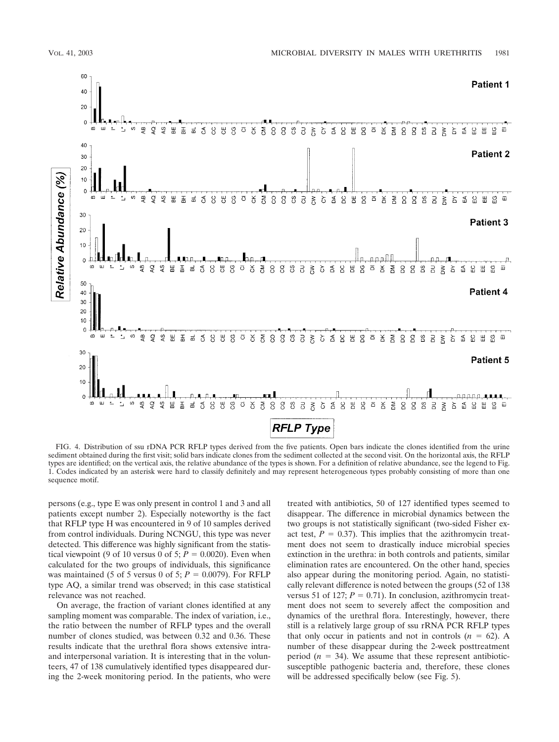FIG. 4. Distribution of ssu rDNA PCR RFLP types derived from the five patients. Open bars indicate the clones identified from the urine sediment obtained during the first visit; solid bars indicate clones from the sediment collected at the second visit. On the horizontal axis, the RFLP types are identified; on the vertical axis, the relative abundance of the types is shown. For a definition of relative abundance, see the legend to Fig. 1. Codes indicated by an asterisk were hard to classify definitely and may represent heterogeneous types probably consisting of more than one sequence motif.

persons (e.g., type E was only present in control 1 and 3 and all patients except number 2). Especially noteworthy is the fact that RFLP type H was encountered in 9 of 10 samples derived from control individuals. During NCNGU, this type was never detected. This difference was highly significant from the statistical viewpoint (9 of 10 versus 0 of 5; $P = 0.0020$). Even when calculated for the two groups of individuals, this significance was maintained (5 of 5 versus 0 of 5; $P = 0.0079$). For RFLP type AQ, a similar trend was observed; in this case statistical relevance was not reached.

On average, the fraction of variant clones identified at any sampling moment was comparable. The index of variation, i.e., the ratio between the number of RFLP types and the overall number of clones studied, was between 0.32 and 0.36. These results indicate that the urethral flora shows extensive intra- and interpersonal variation. It is interesting that in the volunteers, 47 of 138 cumulatively identified types disappeared during the 2-week monitoring period. In the patients, who were treated with antibiotics, 50 of 127 identified types seemed to disappear. The difference in microbial dynamics between the two groups is not statistically significant (two-sided Fisher exact test, $P = 0.37$). This implies that the azithromycin treatment does not seem to drastically induce microbial species extinction in the urethra: in both controls and patients, similar elimination rates are encountered. On the other hand, species also appear during the monitoring period. Again, no statistically relevant difference is noted between the groups (52 of 138 versus 51 of 127; $P = 0.71$). In conclusion, azithromycin treatment does not seem to severely affect the composition and dynamics of the urethral flora. Interestingly, however, there still is a relatively large group of ssu rRNA PCR RFLP types that only occur in patients and not in controls ($n = 62$). A number of these disappear during the 2-week posttreatment period ($n = 34$). We assume that these represent antibiotic-susceptible pathogenic bacteria and, therefore, these clones will be addressed specifically below (see Fig. 5).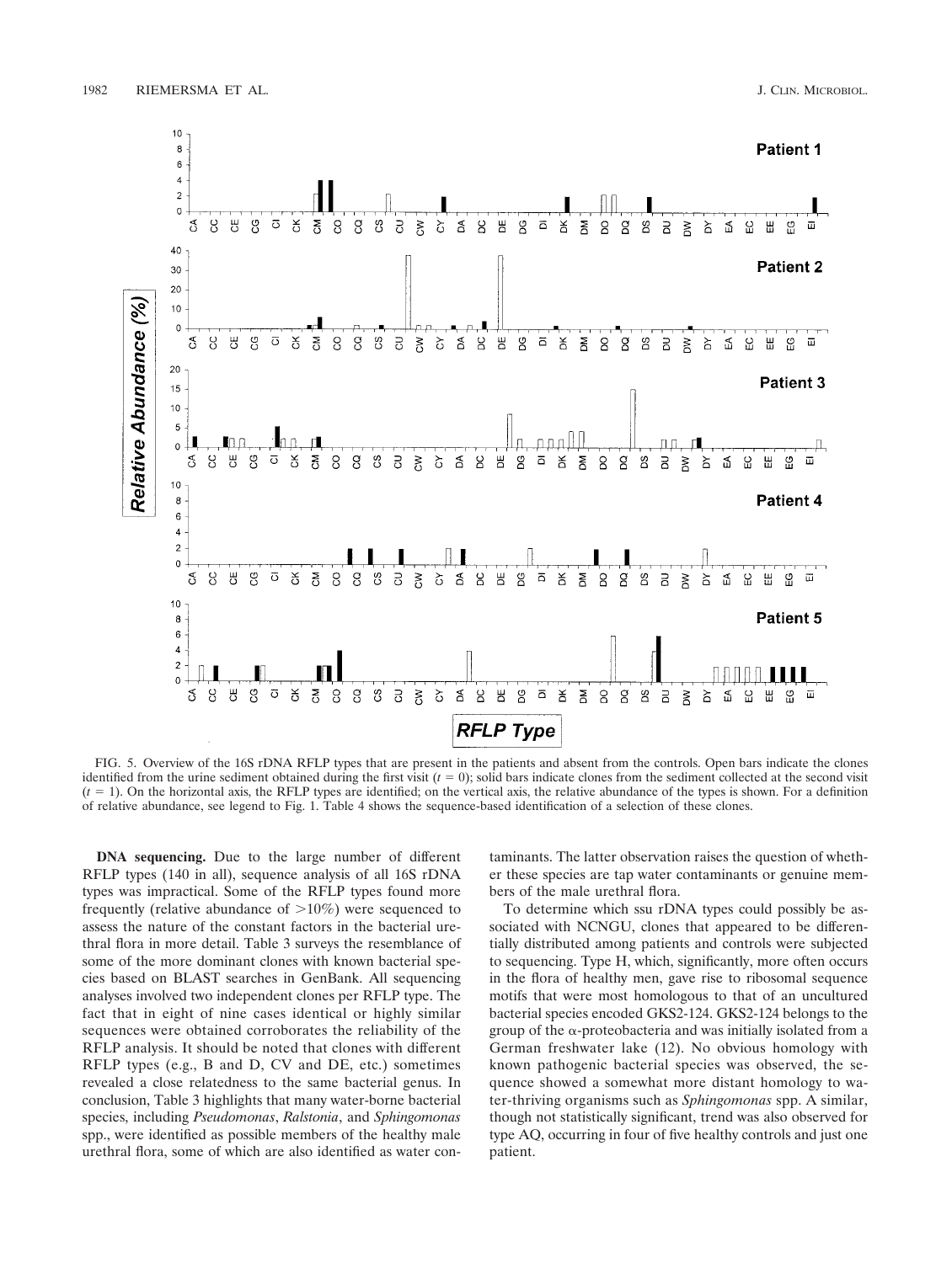FIG. 5. Overview of the 16S rDNA RFLP types that are present in the patients and absent from the controls. Open bars indicate the clones identified from the urine sediment obtained during the first visit ($t = 0$); solid bars indicate clones from the sediment collected at the second visit ($t = 1$). On the horizontal axis, the RFLP types are identified; on the vertical axis, the relative abundance of the types is shown. For a definition of relative abundance, see legend to Fig. 1. Table 4 shows the sequence-based identification of a selection of these clones.

**DNA sequencing.** Due to the large number of different RFLP types (140 in all), sequence analysis of all 16S rDNA types was impractical. Some of the RFLP types found more frequently (relative abundance of >10%) were sequenced to assess the nature of the constant factors in the bacterial urethral flora in more detail. Table 3 surveys the resemblance of some of the more dominant clones with known bacterial species based on BLAST searches in GenBank. All sequencing analyses involved two independent clones per RFLP type. The fact that in eight of nine cases identical or highly similar sequences were obtained corroborates the reliability of the RFLP analysis. It should be noted that clones with different RFLP types (e.g., B and D, CV and DE, etc.) sometimes revealed a close relatedness to the same bacterial genus. In conclusion, Table 3 highlights that many water-borne bacterial species, including *Pseudomonas*, *Ralstonia*, and *Sphingomonas* spp., were identified as possible members of the healthy male urethral flora, some of which are also identified as water contaminants. The latter observation raises the question of whether these species are tap water contaminants or genuine members of the male urethral flora.

To determine which ssu rDNA types could possibly be associated with NCNGU, clones that appeared to be differentially distributed among patients and controls were subjected to sequencing. Type H, which, significantly, more often occurs in the flora of healthy men, gave rise to ribosomal sequence motifs that were most homologous to that of an uncultured bacterial species encoded GKS2-124. GKS2-124 belongs to the group of the α-proteobacteria and was initially isolated from a German freshwater lake (12). No obvious homology with known pathogenic bacterial species was observed, the sequence showed a somewhat more distant homology to water-thriving organisms such as *Sphingomonas* spp. A similar, though not statistically significant, trend was also observed for type AQ, occurring in four of five healthy controls and just one patient.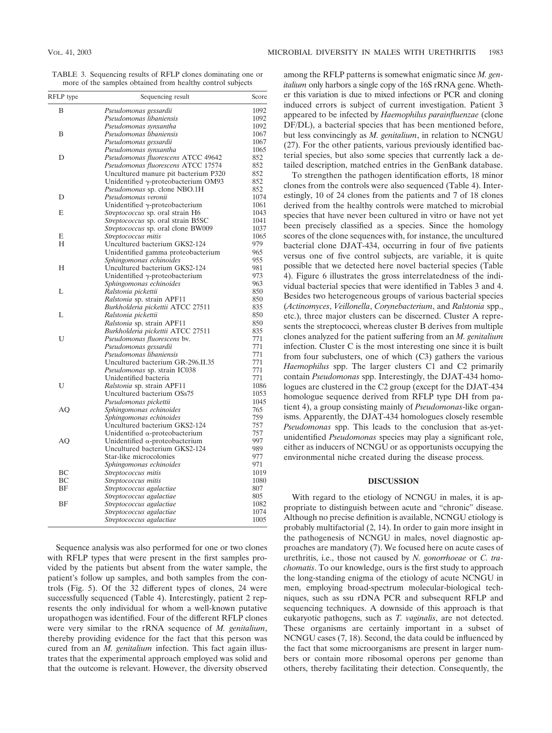TABLE 3. Sequencing results of RFLP clones dominating one or more of the samples obtained from healthy control subjects

| RFLP type | Sequencing result | Score |
|---|---|---|
| B | *Pseudomonas gessardii* | 1092 |
| | *Pseudomonas libaniensis* | 1092 |
| | *Pseudomonas synxantha* | 1092 |
| B | *Pseudomonas libaniensis* | 1067 |
| | *Pseudomonas gessardii* | 1067 |
| | *Pseudomonas synxantha* | 1065 |
| D | *Pseudomonas fluorescens* ATCC 49642 | 852 |
| | *Pseudomonas fluorescens* ATCC 17574 | 852 |
| | Uncultured manure pit bacterium P320 | 852 |
| | Unidentified γ-proteobacterium OM93 | 852 |
| | *Pseudomonas* sp. clone NBO.1H | 852 |
| D | *Pseudomonas veronii* | 1074 |
| | Unidentified γ-proteobacterium | 1061 |
| E | *Streptococcus* sp. oral strain H6 | 1043 |
| | *Streptococcus* sp. oral strain B5SC | 1041 |
| | *Streptococcus* sp. oral clone BW009 | 1037 |
| E | *Streptococcus mitis* | 1065 |
| H | Uncultured bacterium GKS2-124 | 979 |
| | Unidentified gamma proteobacterium | 965 |
| | *Sphingomonas echinoides* | 955 |
| H | Uncultured bacterium GKS2-124 | 981 |
| | Unidentified γ-proteobacterium | 973 |
| | *Sphingomonas echinoides* | 963 |
| L | *Ralstonia pickettii* | 850 |
| | *Ralstonia* sp. strain APF11 | 850 |
| | *Burkholderia pickettii* ATCC 27511 | 835 |
| L | *Ralstonia pickettii* | 850 |
| | *Ralstonia* sp. strain APF11 | 850 |
| | *Burkholderia pickettii* ATCC 27511 | 835 |
| U | *Pseudomonas fluorescens* bv. | 771 |
| | *Pseudomonas gessardii* | 771 |
| | *Pseudomonas libaniensis* | 771 |
| | Uncultured bacterium GR-296.II.35 | 771 |
| | *Pseudomonas* sp. strain IC038 | 771 |
| | Unidentified bacteria | 771 |
| U | *Ralstonia* sp. strain APF11 | 1086 |
| | Uncultured bacterium OSs75 | 1053 |
| | *Pseudomonas pickettii* | 1045 |
| AQ | *Sphingomonas echinoides* | 765 |
| | *Sphingomonas echinoides* | 759 |
| | Uncultured bacterium GKS2-124 | 757 |
| | Unidentified α-proteobacterium | 757 |
| AQ | Unidentified α-proteobacterium | 997 |
| | Uncultured bacterium GKS2-124 | 989 |
| | Star-like microcolonies | 977 |
| | *Sphingomonas echinoides* | 971 |
| BC | *Streptococcus mitis* | 1019 |
| BC | *Streptococcus mitis* | 1080 |
| BF | *Streptococcus agalactiae* | 807 |
| | *Streptococcus agalactiae* | 805 |
| BF | *Streptococcus agalactiae* | 1082 |
| | *Streptococcus agalactiae* | 1074 |
| | *Streptococcus agalactiae* | 1005 |

Sequence analysis was also performed for one or two clones with RFLP types that were present in the first samples provided by the patients but absent from the water sample, the patient's follow up samples, and both samples from the controls (Fig. 5). Of the 32 different types of clones, 24 were successfully sequenced (Table 4). Interestingly, patient 2 represents the only individual for whom a well-known putative uropathogen was identified. Four of the different RFLP clones were very similar to the rRNA sequence of *M. genitalium*, thereby providing evidence for the fact that this person was cured from an *M. genitalium* infection. This fact again illustrates that the experimental approach employed was solid and that the outcome is relevant. However, the diversity observed among the RFLP patterns is somewhat enigmatic since *M. genitalium* only harbors a single copy of the 16S rRNA gene. Whether this variation is due to mixed infections or PCR and cloning induced errors is subject of current investigation. Patient 3 appeared to be infected by *Haemophilus parainfluenzae* (clone DF/DL), a bacterial species that has been mentioned before, but less convincingly as *M. genitalium*, in relation to NCNGU (27). For the other patients, various previously identified bacterial species, but also some species that currently lack a detailed description, matched entries in the GenBank database.

To strengthen the pathogen identification efforts, 18 minor clones from the controls were also sequenced (Table 4). Interestingly, 10 of 24 clones from the patients and 7 of 18 clones derived from the healthy controls were matched to microbial species that have never been cultured in vitro or have not yet been precisely classified as a species. Since the homology scores of the clone sequences with, for instance, the uncultured bacterial clone DJAT-434, occurring in four of five patients versus one of five control subjects, are variable, it is quite possible that we detected here novel bacterial species (Table 4). Figure 6 illustrates the gross interrelatedness of the individual bacterial species that were identified in Tables 3 and 4. Besides two heterogeneous groups of various bacterial species (*Actinomyces*, *Veillonella*, *Corynebacterium*, and *Ralstonia* spp., etc.), three major clusters can be discerned. Cluster A represents the streptococci, whereas cluster B derives from multiple clones analyzed for the patient suffering from an *M. genitalium* infection. Cluster C is the most interesting one since it is built from four subclusters, one of which (C3) gathers the various *Haemophilus* spp. The larger clusters C1 and C2 primarily contain *Pseudomonas* spp. Interestingly, the DJAT-434 homologues are clustered in the C2 group (except for the DJAT-434 homologue sequence derived from RFLP type DH from patient 4), a group consisting mainly of *Pseudomonas*-like organisms. Apparently, the DJAT-434 homologues closely resemble *Pseudomonas* spp. This leads to the conclusion that as-yet-unidentified *Pseudomonas* species may play a significant role, either as inducers of NCNGU or as opportunists occupying the environmental niche created during the disease process.

## DISCUSSION

With regard to the etiology of NCNGU in males, it is appropriate to distinguish between acute and "chronic" disease. Although no precise definition is available, NCNGU etiology is probably multifactorial (2, 14). In order to gain more insight in the pathogenesis of NCNGU in males, novel diagnostic approaches are mandatory (7). We focused here on acute cases of urethritis, i.e., those not caused by *N. gonorrhoeae* or *C. trachomatis*. To our knowledge, ours is the first study to approach the long-standing enigma of the etiology of acute NCNGU in men, employing broad-spectrum molecular-biological techniques, such as ssu rDNA PCR and subsequent RFLP and sequencing techniques. A downside of this approach is that eukaryotic pathogens, such as *T. vaginalis*, are not detected. These organisms are certainly important in a subset of NCNGU cases (7, 18). Second, the data could be influenced by the fact that some microorganisms are present in larger numbers or contain more ribosomal operons per genome than others, thereby facilitating their detection. Consequently, the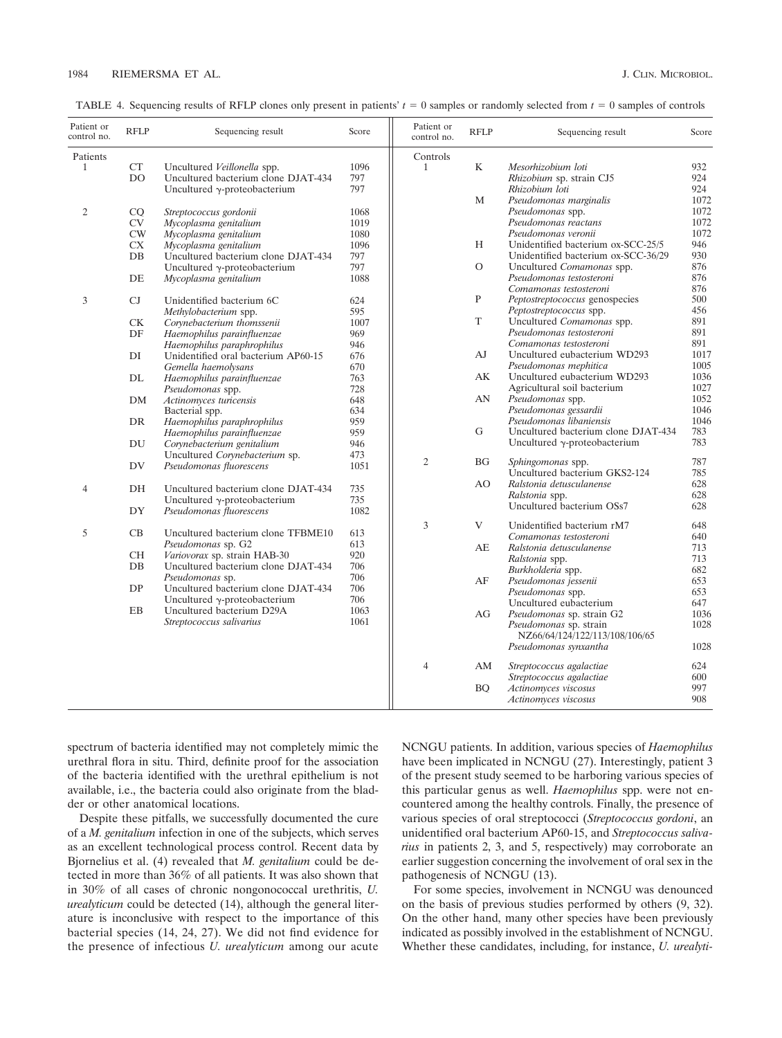TABLE 4. Sequencing results of RFLP clones only present in patients' $t = 0$ samples or randomly selected from $t = 0$ samples of controls

| Patient or control no. | RFLP | Sequencing result | Score | Patient or control no. | RFLP | Sequencing result | Score |
|---|---|---|---|---|---|---|---|
| Patients | | | | Controls | | | |
| 1 | CT | Uncultured *Veillonella* spp. | 1096 | 1 | K | *Mesorhizobium loti* | 932 |
| | DO | Uncultured bacterium clone DJAT-434 | 797 | | | *Rhizobium* sp. strain CJ5 | 924 |
| | | Uncultured γ-proteobacterium | 797 | | | *Rhizobium loti* | 924 |
| | | | | | M | *Pseudomonas marginalis* | 1072 |
| 2 | CQ | *Streptococcus gordonii* | 1068 | | | *Pseudomonas* spp. | 1072 |
| | CV | *Mycoplasma genitalium* | 1019 | | | *Pseudomonas reactans* | 1072 |
| | CW | *Mycoplasma genitalium* | 1080 | | | *Pseudomonas veronii* | 1072 |
| | CX | *Mycoplasma genitalium* | 1096 | | H | Unidentified bacterium ox-SCC-25/5 | 946 |
| | DB | Uncultured bacterium clone DJAT-434 | 797 | | | Unidentified bacterium ox-SCC-36/29 | 930 |
| | | Uncultured γ-proteobacterium | 797 | | O | Uncultured *Comamonas* spp. | 876 |
| | DE | *Mycoplasma genitalium* | 1088 | | | *Pseudomonas testosteroni* | 876 |
| | | | | | | *Comamonas testosteroni* | 876 |
| 3 | CJ | Unidentified bacterium 6C | 624 | | P | *Peptostreptococcus* genospecies | 500 |
| | | *Methylobacterium* spp. | 595 | | | *Peptostreptococcus* spp. | 456 |
| | CK | *Corynebacterium thomssenii* | 1007 | | T | Uncultured *Comamonas* spp. | 891 |
| | DF | *Haemophilus parainfluenzae* | 969 | | | *Pseudomonas testosteroni* | 891 |
| | | *Haemophilus paraphrophilus* | 946 | | | *Comamonas testosteroni* | 891 |
| | DI | Unidentified oral bacterium AP60-15 | 676 | | AJ | Uncultured eubacterium WD293 | 1017 |
| | | *Gemella haemolysans* | 670 | | | *Pseudomonas mephitica* | 1005 |
| | DL | *Haemophilus parainfluenzae* | 763 | | AK | Uncultured eubacterium WD293 | 1036 |
| | | *Pseudomonas* spp. | 728 | | | Agricultural soil bacterium | 1027 |
| | DM | *Actinomyces turicensis* | 648 | | AN | *Pseudomonas* spp. | 1052 |
| | | Bacterial spp. | 634 | | | *Pseudomonas gessardii* | 1046 |
| | DR | *Haemophilus paraphrophilus* | 959 | | | *Pseudomonas libaniensis* | 1046 |
| | | *Haemophilus parainfluenzae* | 959 | | G | Uncultured bacterium clone DJAT-434 | 783 |
| | DU | *Corynebacterium genitalium* | 946 | | | Uncultured γ-proteobacterium | 783 |
| | | Uncultured *Corynebacterium* sp. | 473 | | | | |
| | DV | *Pseudomonas fluorescens* | 1051 | 2 | BG | *Sphingomonas* spp. | 787 |
| | | | | | | Uncultured bacterium GKS2-124 | 785 |
| 4 | DH | Uncultured bacterium clone DJAT-434 | 735 | | AO | *Ralstonia detusculanense* | 628 |
| | | Uncultured γ-proteobacterium | 735 | | | *Ralstonia* spp. | 628 |
| | DY | *Pseudomonas fluorescens* | 1082 | | | Uncultured bacterium OSs7 | 628 |
| | | | | | | | |
| 5 | CB | Uncultured bacterium clone TFBME10 | 613 | 3 | V | Unidentified bacterium rM7 | 648 |
| | | *Pseudomonas* sp. G2 | 613 | | | *Comamonas testosteroni* | 640 |
| | CH | *Variovorax* sp. strain HAB-30 | 920 | | AE | *Ralstonia detusculanense* | 713 |
| | DB | Uncultured bacterium clone DJAT-434 | 706 | | | *Ralstonia* spp. | 713 |
| | | *Pseudomonas* sp. | 706 | | | *Burkholderia* spp. | 682 |
| | DP | Uncultured bacterium clone DJAT-434 | 706 | | AF | *Pseudomonas jessenii* | 653 |
| | | Uncultured γ-proteobacterium | 706 | | | *Pseudomonas* spp. | 653 |
| | EB | Uncultured bacterium D29A | 1063 | | | Uncultured eubacterium | 647 |
| | | *Streptococcus salivarius* | 1061 | | AG | *Pseudomonas* sp. strain G2 | 1036 |
| | | | | | | *Pseudomonas* sp. strain NZ66/64/124/122/113/108/106/65 | 1028 |
| | | | | | | *Pseudomonas synxantha* | 1028 |
| | | | | 4 | AM | *Streptococcus agalactiae* | 624 |
| | | | | | | *Streptococcus agalactiae* | 600 |
| | | | | | BQ | *Actinomyces viscosus* | 997 |
| | | | | | | *Actinomyces viscosus* | 908 |

spectrum of bacteria identified may not completely mimic the urethral flora in situ. Third, definite proof for the association of the bacteria identified with the urethral epithelium is not available, i.e., the bacteria could also originate from the bladder or other anatomical locations.

Despite these pitfalls, we successfully documented the cure of a *M. genitalium* infection in one of the subjects, which serves as an excellent technological process control. Recent data by Bjornelius et al. (4) revealed that *M. genitalium* could be detected in more than 36% of all patients. It was also shown that in 30% of all cases of chronic nongonococcal urethritis, *U. urealyticum* could be detected (14), although the general literature is inconclusive with respect to the importance of this bacterial species (14, 24, 27). We did not find evidence for the presence of infectious *U. urealyticum* among our acute NCNGU patients. In addition, various species of *Haemophilus* have been implicated in NCNGU (27). Interestingly, patient 3 of the present study seemed to be harboring various species of this particular genus as well. *Haemophilus* spp. were not encountered among the healthy controls. Finally, the presence of various species of oral streptococci (*Streptococcus gordoni*, an unidentified oral bacterium AP60-15, and *Streptococcus salivarius* in patients 2, 3, and 5, respectively) may corroborate an earlier suggestion concerning the involvement of oral sex in the pathogenesis of NCNGU (13).

For some species, involvement in NCNGU was denounced on the basis of previous studies performed by others (9, 32). On the other hand, many other species have been previously indicated as possibly involved in the establishment of NCNGU. Whether these candidates, including, for instance, *U. urealyti-*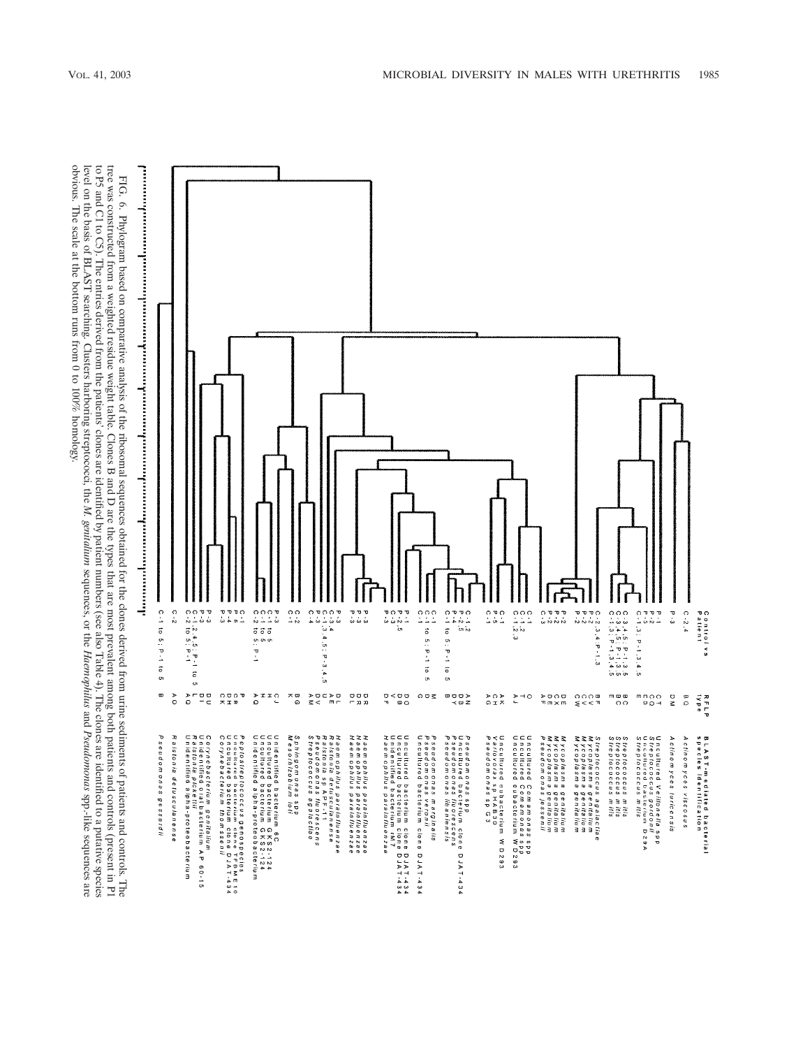FIG. 6. Phylogram based on comparative analysis of the ribosomal sequences obtained for the clones derived from urine sediments of patients and controls. The tree was constructed from a weighted residue weight table. Clones B and D are the types that are most prevalent among both patients and controls (present in P1 to P5 and C1 to C5). The entries derived from the patients' clones are identified by patient numbers (see also Table 4). The clones are identified to a putative species level on the basis of BLAST searching. Clusters harboring streptococci, the *M. genitalium* sequences, or the *Haemophilus* and *Pseudomonas* spp.-like sequences are obvious. The scale at the bottom runs from 0 to 100% homology.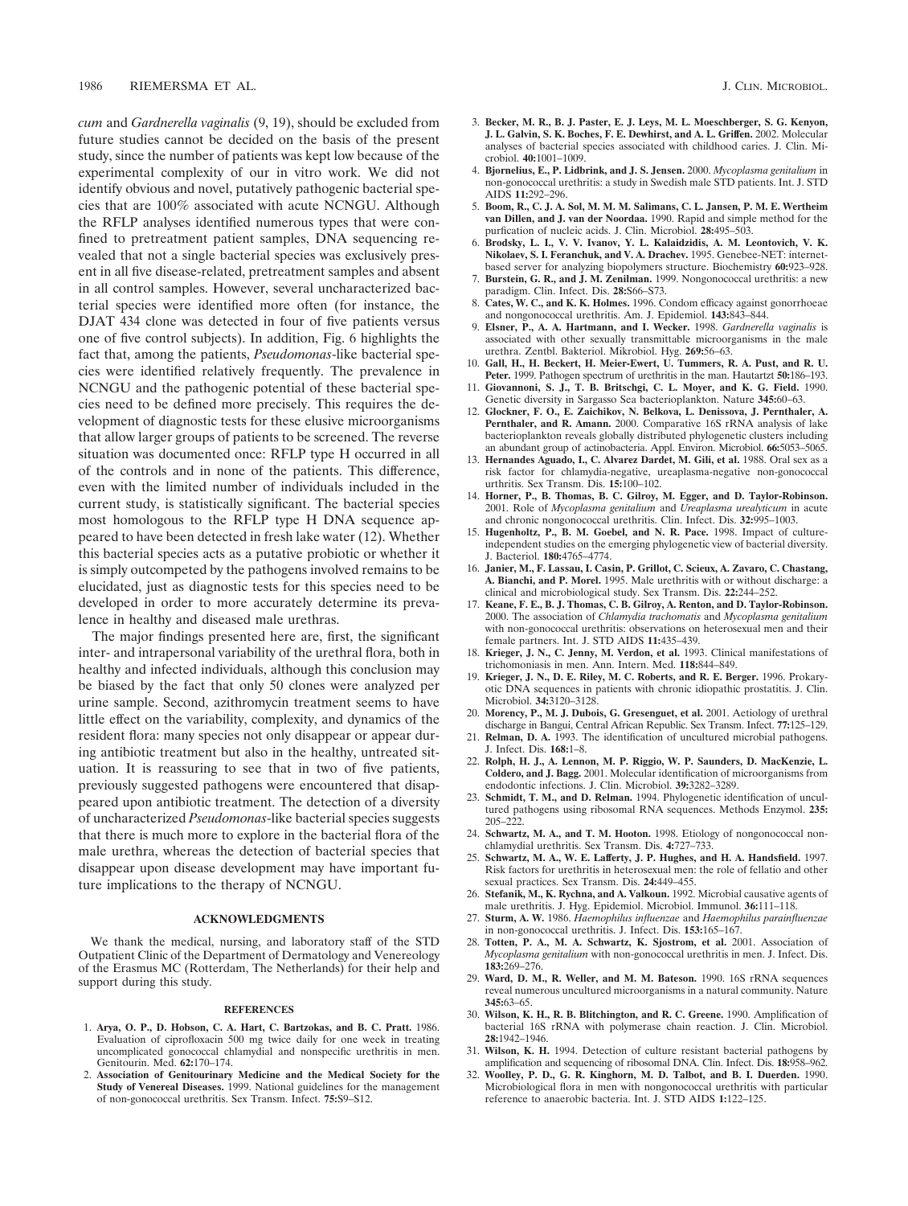*cum* and *Gardnerella vaginalis* (9, 19), should be excluded from future studies cannot be decided on the basis of the present study, since the number of patients was kept low because of the experimental complexity of our in vitro work. We did not identify obvious and novel, putatively pathogenic bacterial species that are 100% associated with acute NCNGU. Although the RFLP analyses identified numerous types that were confined to pretreatment patient samples, DNA sequencing revealed that not a single bacterial species was exclusively present in all five disease-related, pretreatment samples and absent in all control samples. However, several uncharacterized bacterial species were identified more often (for instance, the DJAT 434 clone was detected in four of five patients versus one of five control subjects). In addition, Fig. 6 highlights the fact that, among the patients, *Pseudomonas*-like bacterial species were identified relatively frequently. The prevalence in NCNGU and the pathogenic potential of these bacterial species need to be defined more precisely. This requires the development of diagnostic tests for these elusive microorganisms that allow larger groups of patients to be screened. The reverse situation was documented once: RFLP type H occurred in all of the controls and in none of the patients. This difference, even with the limited number of individuals included in the current study, is statistically significant. The bacterial species most homologous to the RFLP type H DNA sequence appeared to have been detected in fresh lake water (12). Whether this bacterial species acts as a putative probiotic or whether it is simply outcompeted by the pathogens involved remains to be elucidated, just as diagnostic tests for this species need to be developed in order to more accurately determine its prevalence in healthy and diseased male urethras.

The major findings presented here are, first, the significant inter- and intrapersonal variability of the urethral flora, both in healthy and infected individuals, although this conclusion may be biased by the fact that only 50 clones were analyzed per urine sample. Second, azithromycin treatment seems to have little effect on the variability, complexity, and dynamics of the resident flora: many species not only disappear or appear during antibiotic treatment but also in the healthy, untreated situation. It is reassuring to see that in two of five patients, previously suggested pathogens were encountered that disappeared upon antibiotic treatment. The detection of a diversity of uncharacterized *Pseudomonas*-like bacterial species suggests that there is much more to explore in the bacterial flora of the male urethra, whereas the detection of bacterial species that disappear upon disease development may have important future implications to the therapy of NCNGU.

## ACKNOWLEDGMENTS

We thank the medical, nursing, and laboratory staff of the STD Outpatient Clinic of the Department of Dermatology and Venereology of the Erasmus MC (Rotterdam, The Netherlands) for their help and support during this study.

## REFERENCES

1. **Arya, O. P., D. Hobson, C. A. Hart, C. Bartzokas, and B. C. Pratt.** 1986. Evaluation of ciprofloxacin 500 mg twice daily for one week in treating uncomplicated gonococcal chlamydial and nonspecific urethritis in men. Genitourin. Med. **62:**170–174.
2. **Association of Genitourinary Medicine and the Medical Society for the Study of Venereal Diseases.** 1999. National guidelines for the management of non-gonococcal urethritis. Sex Transm. Infect. **75:**S9–S12.
3. **Becker, M. R., B. J. Paster, E. J. Leys, M. L. Moeschberger, S. G. Kenyon, J. L. Galvin, S. K. Boches, F. E. Dewhirst, and A. L. Griffen.** 2002. Molecular analyses of bacterial species associated with childhood caries. J. Clin. Microbiol. **40:**1001–1009.
4. **Bjornelius, E., P. Lidbrink, and J. S. Jensen.** 2000. *Mycoplasma genitalium* in non-gonococcal urethritis: a study in Swedish male STD patients. Int. J. STD AIDS **11:**292–296.
5. **Boom, R., C. J. A. Sol, M. M. M. Salimans, C. L. Jansen, P. M. E. Wertheim van Dillen, and J. van der Noordaa.** 1990. Rapid and simple method for the purfication of nucleic acids. J. Clin. Microbiol. **28:**495–503.
6. **Brodsky, L. I., V. V. Ivanov, Y. L. Kalaidzidis, A. M. Leontovich, V. K. Nikolaev, S. I. Feranchuk, and V. A. Drachev.** 1995. Genebee-NET: internet-based server for analyzing biopolymers structure. Biochemistry **60:**923–928.
7. **Burstein, G. R., and J. M. Zenilman.** 1999. Nongonococcal urethritis: a new paradigm. Clin. Infect. Dis. **28:**S66–S73.
8. **Cates, W. C., and K. K. Holmes.** 1996. Condom efficacy against gonorrhoeae and nongonococcal urethritis. Am. J. Epidemiol. **143:**843–844.
9. **Elsner, P., A. A. Hartmann, and I. Wecker.** 1998. *Gardnerella vaginalis* is associated with other sexually transmittable microorganisms in the male urethra. Zentbl. Bakteriol. Mikrobiol. Hyg. **269:**56–63.
10. **Gall, H., H. Beckert, H. Meier-Ewert, U. Tummers, R. A. Pust, and R. U. Peter.** 1999. Pathogen spectrum of urethritis in the man. Hautartzt **50:**186–193.
11. **Giovannoni, S. J., T. B. Britschgi, C. L. Moyer, and K. G. Field.** 1990. Genetic diversity in Sargasso Sea bacterioplankton. Nature **345:**60–63.
12. **Glockner, F. O., E. Zaichikov, N. Belkova, L. Denissova, J. Pernthaler, A. Pernthaler, and R. Amann.** 2000. Comparative 16S rRNA analysis of lake bacterioplankton reveals globally distributed phylogenetic clusters including an abundant group of actinobacteria. Appl. Environ. Microbiol. **66:**5053–5065.
13. **Hernandes Aguado, I., C. Alvarez Dardet, M. Gili, et al.** 1988. Oral sex as a risk factor for chlamydia-negative, ureaplasma-negative non-gonococcal urthritis. Sex Transm. Dis. **15:**100–102.
14. **Horner, P., B. Thomas, B. C. Gilroy, M. Egger, and D. Taylor-Robinson.** 2001. Role of *Mycoplasma genitalium* and *Ureaplasma urealyticum* in acute and chronic nongonococcal urethritis. Clin. Infect. Dis. **32:**995–1003.
15. **Hugenholtz, P., B. M. Goebel, and N. R. Pace.** 1998. Impact of culture-independent studies on the emerging phylogenetic view of bacterial diversity. J. Bacteriol. **180:**4765–4774.
16. **Janier, M., F. Lassau, I. Casin, P. Grillot, C. Scieux, A. Zavaro, C. Chastang, A. Bianchi, and P. Morel.** 1995. Male urethritis with or without discharge: a clinical and microbiological study. Sex Transm. Dis. **22:**244–252.
17. **Keane, F. E., B. J. Thomas, C. B. Gilroy, A. Renton, and D. Taylor-Robinson.** 2000. The association of *Chlamydia trachomatis* and *Mycoplasma genitalium* with non-gonococcal urethritis: observations on heterosexual men and their female partners. Int. J. STD AIDS **11:**435–439.
18. **Krieger, J. N., C. Jenny, M. Verdon, et al.** 1993. Clinical manifestations of trichomoniasis in men. Ann. Intern. Med. **118:**844–849.
19. **Krieger, J. N., D. E. Riley, M. C. Roberts, and R. E. Berger.** 1996. Prokaryotic DNA sequences in patients with chronic idiopathic prostatitis. J. Clin. Microbiol. **34:**3120–3128.
20. **Morency, P., M. J. Dubois, G. Gresenguet, et al.** 2001. Aetiology of urethral discharge in Bangui, Central African Republic. Sex Transm. Infect. **77:**125–129.
21. **Relman, D. A.** 1993. The identification of uncultured microbial pathogens. J. Infect. Dis. **168:**1–8.
22. **Rolph, H. J., A. Lennon, M. P. Riggio, W. P. Saunders, D. MacKenzie, L. Coldero, and J. Bagg.** 2001. Molecular identification of microorganisms from endodontic infections. J. Clin. Microbiol. **39:**3282–3289.
23. **Schmidt, T. M., and D. Relman.** 1994. Phylogenetic identification of uncultured pathogens using ribosomal RNA sequences. Methods Enzymol. **235:**205–222.
24. **Schwartz, M. A., and T. M. Hooton.** 1998. Etiology of nongonococcal nonchlamydial urethritis. Sex Transm. Dis. **4:**727–733.
25. **Schwartz, M. A., W. E. Lafferty, J. P. Hughes, and H. A. Handsfield.** 1997. Risk factors for urethritis in heterosexual men: the role of fellatio and other sexual practices. Sex Transm. Dis. **24:**449–455.
26. **Stefanik, M., K. Rychna, and A. Valkoun.** 1992. Microbial causative agents of male urethritis. J. Hyg. Epidemiol. Microbiol. Immunol. **36:**111–118.
27. **Sturm, A. W.** 1986. *Haemophilus influenzae* and *Haemophilus parainfluenzae* in non-gonococcal urethritis. J. Infect. Dis. **153:**165–167.
28. **Totten, P. A., M. A. Schwartz, K. Sjostrom, et al.** 2001. Association of *Mycoplasma genitalium* with non-gonococcal urethritis in men. J. Infect. Dis. **183:**269–276.
29. **Ward, D. M., R. Weller, and M. M. Bateson.** 1990. 16S rRNA sequences reveal numerous uncultured microorganisms in a natural community. Nature **345:**63–65.
30. **Wilson, K. H., R. B. Blitchington, and R. C. Greene.** 1990. Amplification of bacterial 16S rRNA with polymerase chain reaction. J. Clin. Microbiol. **28:**1942–1946.
31. **Wilson, K. H.** 1994. Detection of culture resistant bacterial pathogens by amplification and sequencing of ribosomal DNA. Clin. Infect. Dis. **18:**958–962.
32. **Woolley, P. D., G. R. Kinghorn, M. D. Talbot, and B. I. Duerden.** 1990. Microbiological flora in men with nongonococcal urethritis with particular reference to anaerobic bacteria. Int. J. STD AIDS **1:**122–125.